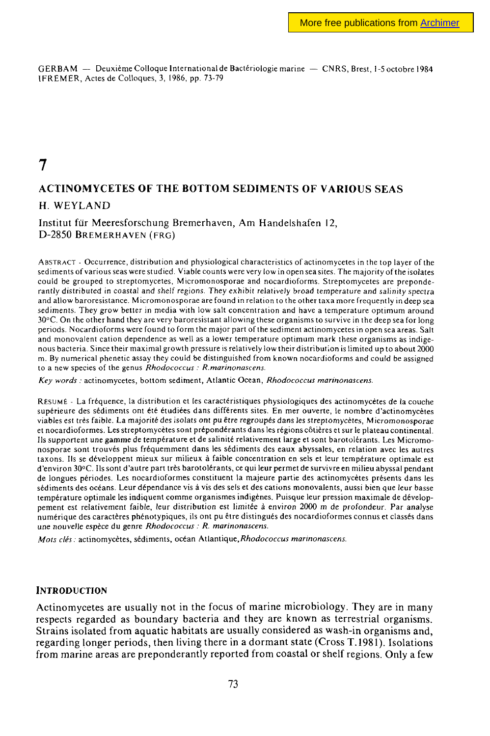GERBAM — Deuxième Colloque International de Bactériologie marine — CNRS, Brest, 1-5 octobre 1984
IFREMER, Actes de Colloques, 3, 1986, pp. 73-79

# 7

## ACTINOMYCETES OF THE BOTTOM SEDIMENTS OF VARIOUS SEAS

H. WEYLAND

Institut für Meeresforschung Bremerhaven, Am Handelshafen 12,
D-2850 BREMERHAVEN (FRG)

ABSTRACT - Occurrence, distribution and physiological characteristics of actinomycetes in the top layer of the sediments of various seas were studied. Viable counts were very low in open sea sites. The majority of the isolates could be grouped to streptomycetes, Micromonosporae and nocardioforms. Streptomycetes are preponderantly distributed in coastal and shelf regions. They exhibit relatively broad temperature and salinity spectra and allow baroresistance. Micromonosporae are found in relation to the other taxa more frequently in deep sea sediments. They grow better in media with low salt concentration and have a temperature optimum around 30°C. On the other hand they are very baroresistant allowing these organisms to survive in the deep sea for long periods. Nocardioforms were found to form the major part of the sediment actinomycetes in open sea areas. Salt and monovalent cation dependence as well as a lower temperature optimum mark these organisms as indigenous bacteria. Since their maximal growth pressure is relatively low their distribution is limited up to about 2000 m. By numerical phenetic assay they could be distinguished from known nocardioforms and could be assigned to a new species of the genus *Rhodococcus : R. marinonascens.*

*Key words :* actinomycetes, bottom sediment, Atlantic Ocean, *Rhodococcus marinonascens.*

RÉSUMÉ - La fréquence, la distribution et les caractéristiques physiologiques des actinomycètes de la couche supérieure des sédiments ont été étudiées dans différents sites. En mer ouverte, le nombre d'actinomycètes viables est très faible. La majorité des isolats ont pu être regroupés dans les streptomycètes, Micromonosporae et nocardioformes. Les streptomycètes sont prépondérants dans les régions côtières et sur le plateau continental. Ils supportent une gamme de température et de salinité relativement large et sont barotolérants. Les Micromonosporae sont trouvés plus fréquemment dans les sédiments des eaux abyssales, en relation avec les autres taxons. Ils se développent mieux sur milieux à faible concentration en sels et leur température optimale est d'environ 30°C. Ils sont d'autre part très barotolérants, ce qui leur permet de survivre en milieu abyssal pendant de longues périodes. Les nocardioformes constituent la majeure partie des actinomycètes présents dans les sédiments des océans. Leur dépendance vis à vis des sels et des cations monovalents, aussi bien que leur basse température optimale les indiquent comme organismes indigènes. Puisque leur pression maximale de développement est relativement faible, leur distribution est limitée à environ 2000 m de profondeur. Par analyse numérique des caractères phénotypiques, ils ont pu être distingués des nocardioformes connus et classés dans une nouvelle espèce du genre *Rhodococcus : R. marinonascens.*

*Mots clés :* actinomycètes, sédiments, océan Atlantique, *Rhodococcus marinonascens.*

## INTRODUCTION

Actinomycetes are usually not in the focus of marine microbiology. They are in many respects regarded as boundary bacteria and they are known as terrestrial organisms. Strains isolated from aquatic habitats are usually considered as wash-in organisms and, regarding longer periods, then living there in a dormant state (Cross T.1981). Isolations from marine areas are preponderantly reported from coastal or shelf regions. Only a few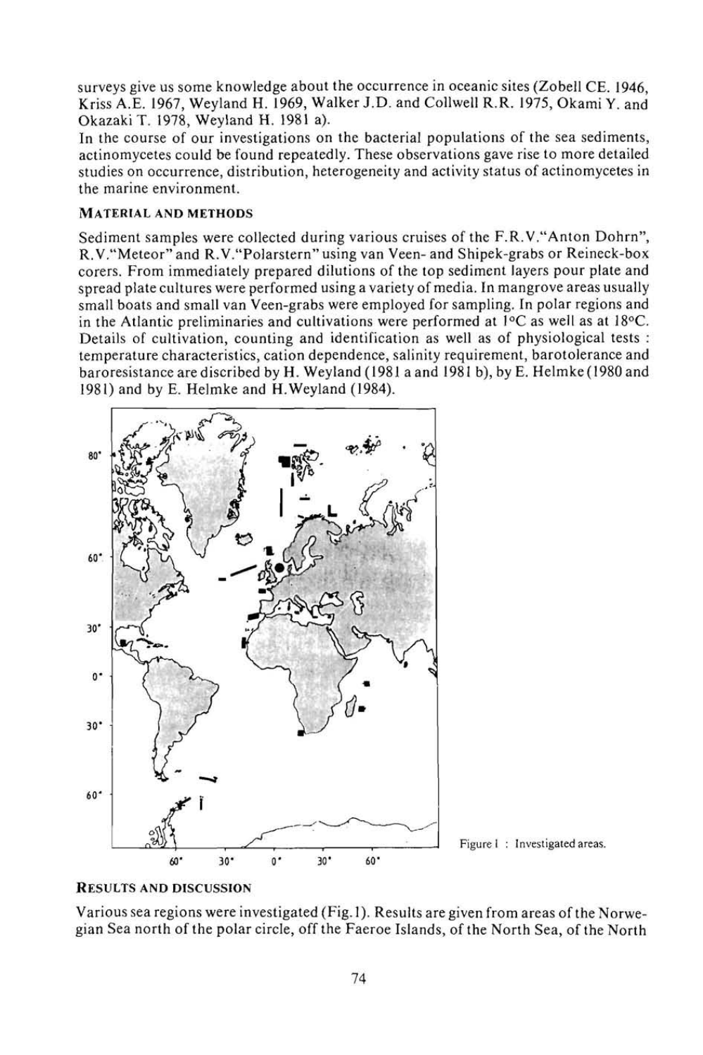surveys give us some knowledge about the occurrence in oceanic sites (Zobell CE. 1946, Kriss A.E. 1967, Weyland H. 1969, Walker J.D. and Collwell R.R. 1975, Okami Y. and Okazaki T. 1978, Weyland H. 1981 a).

In the course of our investigations on the bacterial populations of the sea sediments, actinomycetes could be found repeatedly. These observations gave rise to more detailed studies on occurrence, distribution, heterogeneity and activity status of actinomycetes in the marine environment.

## MATERIAL AND METHODS

Sediment samples were collected during various cruises of the F.R.V."Anton Dohrn", R.V."Meteor" and R.V."Polarstern" using van Veen- and Shipek-grabs or Reineck-box corers. From immediately prepared dilutions of the top sediment layers pour plate and spread plate cultures were performed using a variety of media. In mangrove areas usually small boats and small van Veen-grabs were employed for sampling. In polar regions and in the Atlantic preliminaries and cultivations were performed at 1°C as well as at 18°C. Details of cultivation, counting and identification as well as of physiological tests : temperature characteristics, cation dependence, salinity requirement, barotolerance and baroresistance are discribed by H. Weyland (1981 a and 1981 b), by E. Helmke (1980 and 1981) and by E. Helmke and H.Weyland (1984).

Figure 1 : Investigated areas.

## RESULTS AND DISCUSSION

Various sea regions were investigated (Fig. 1). Results are given from areas of the Norwegian Sea north of the polar circle, off the Faeroe Islands, of the North Sea, of the North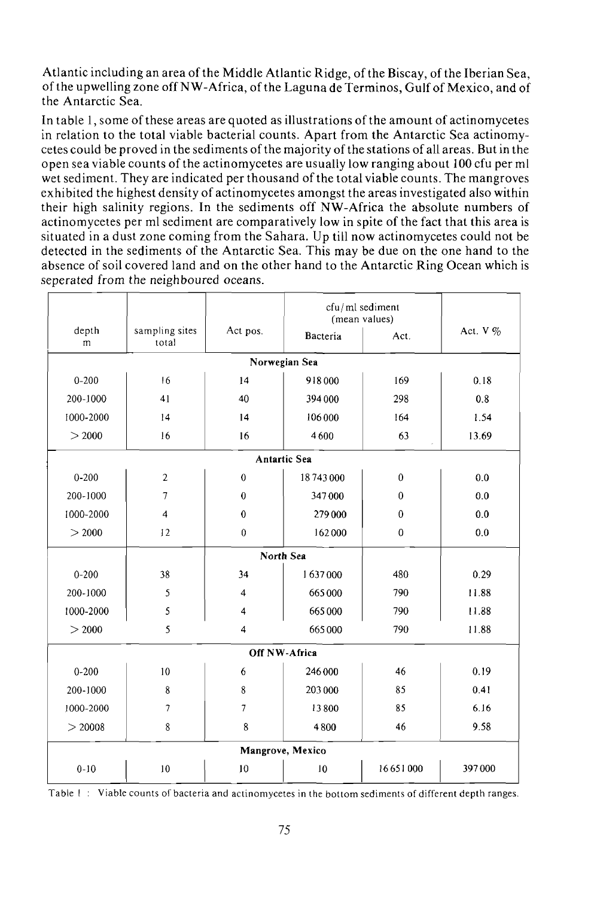Atlantic including an area of the Middle Atlantic Ridge, of the Biscay, of the Iberian Sea, of the upwelling zone off NW-Africa, of the Laguna de Terminos, Gulf of Mexico, and of the Antarctic Sea.

In table 1, some of these areas are quoted as illustrations of the amount of actinomycetes in relation to the total viable bacterial counts. Apart from the Antarctic Sea actinomycetes could be proved in the sediments of the majority of the stations of all areas. But in the open sea viable counts of the actinomycetes are usually low ranging about 100 cfu per ml wet sediment. They are indicated per thousand of the total viable counts. The mangroves exhibited the highest density of actinomycetes amongst the areas investigated also within their high salinity regions. In the sediments off NW-Africa the absolute numbers of actinomycetes per ml sediment are comparatively low in spite of the fact that this area is situated in a dust zone coming from the Sahara. Up till now actinomycetes could not be detected in the sediments of the Antarctic Sea. This may be due on the one hand to the absence of soil covered land and on the other hand to the Antarctic Ring Ocean which is seperated from the neighboured oceans.

| depth m | sampling sites total | Act pos. | cfu/ml sediment (mean values) | | Act. V % |
|---|---|---|---|---|---|
| | | | Bacteria | Act. | |
| **Norwegian Sea** | | | | | |
| 0-200 | 16 | 14 | 918 000 | 169 | 0.18 |
| 200-1000 | 41 | 40 | 394 000 | 298 | 0.8 |
| 1000-2000 | 14 | 14 | 106 000 | 164 | 1.54 |
| > 2000 | 16 | 16 | 4 600 | 63 | 13.69 |
| **Antartic Sea** | | | | | |
| 0-200 | 2 | 0 | 18 743 000 | 0 | 0.0 |
| 200-1000 | 7 | 0 | 347 000 | 0 | 0.0 |
| 1000-2000 | 4 | 0 | 279 000 | 0 | 0.0 |
| > 2000 | 12 | 0 | 162 000 | 0 | 0.0 |
| **North Sea** | | | | | |
| 0-200 | 38 | 34 | 1 637 000 | 480 | 0.29 |
| 200-1000 | 5 | 4 | 665 000 | 790 | 11.88 |
| 1000-2000 | 5 | 4 | 665 000 | 790 | 11.88 |
| > 2000 | 5 | 4 | 665 000 | 790 | 11.88 |
| **Off NW-Africa** | | | | | |
| 0-200 | 10 | 6 | 246 000 | 46 | 0.19 |
| 200-1000 | 8 | 8 | 203 000 | 85 | 0.41 |
| 1000-2000 | 7 | 7 | 13 800 | 85 | 6.16 |
| > 20008 | 8 | 8 | 4 800 | 46 | 9.58 |
| **Mangrove, Mexico** | | | | | |
| 0-10 | 10 | 10 | 10 | 16 651 000 | 397 000 |

Table 1 : Viable counts of bacteria and actinomycetes in the bottom sediments of different depth ranges.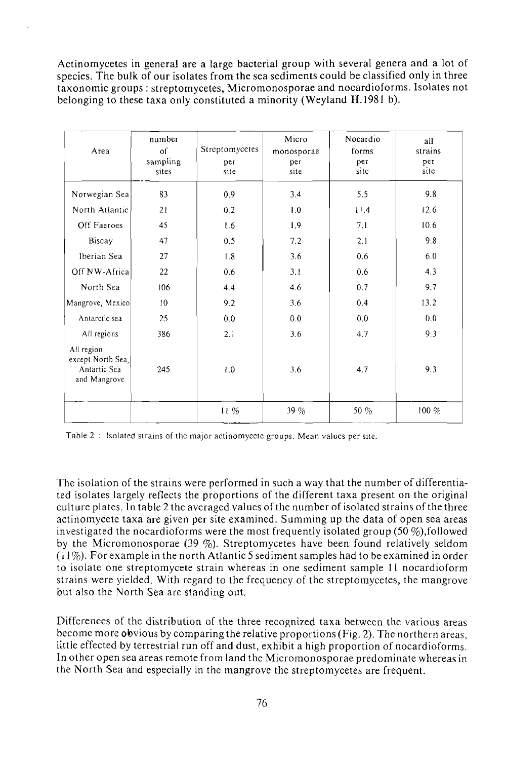Actinomycetes in general are a large bacterial group with several genera and a lot of species. The bulk of our isolates from the sea sediments could be classified only in three taxonomic groups : streptomycetes, Micromonosporae and nocardioforms. Isolates not belonging to these taxa only constituted a minority (Weyland H.1981 b).

| Area | number of sampling sites | Streptomycetes per site | Micro monosporae per site | Nocardio forms per site | all strains per site |
|---|---|---|---|---|---|
| Norwegian Sea | 83 | 0.9 | 3.4 | 5.5 | 9.8 |
| North Atlantic | 21 | 0.2 | 1.0 | 11.4 | 12.6 |
| Off Faeroes | 45 | 1.6 | 1.9 | 7.1 | 10.6 |
| Biscay | 47 | 0.5 | 7.2 | 2.1 | 9.8 |
| Iberian Sea | 27 | 1.8 | 3.6 | 0.6 | 6.0 |
| Off NW-Africa | 22 | 0.6 | 3.1 | 0.6 | 4.3 |
| North Sea | 106 | 4.4 | 4.6 | 0.7 | 9.7 |
| Mangrove, Mexico | 10 | 9.2 | 3.6 | 0.4 | 13.2 |
| Antarctic sea | 25 | 0.0 | 0.0 | 0.0 | 0.0 |
| All regions | 386 | 2.1 | 3.6 | 4.7 | 9.3 |
| All region except North Sea, Antartic Sea and Mangrove | 245 | 1.0 | 3.6 | 4.7 | 9.3 |
| | | 11 % | 39 % | 50 % | 100 % |

Table 2 : Isolated strains of the major actinomycete groups. Mean values per site.

The isolation of the strains were performed in such a way that the number of differentiated isolates largely reflects the proportions of the different taxa present on the original culture plates. In table 2 the averaged values of the number of isolated strains of the three actinomycete taxa are given per site examined. Summing up the data of open sea areas investigated the nocardioforms were the most frequently isolated group (50 %),followed by the Micromonosporae (39 %). Streptomycetes have been found relatively seldom (11%). For example in the north Atlantic 5 sediment samples had to be examined in order to isolate one streptomycete strain whereas in one sediment sample 11 nocardioform strains were yielded. With regard to the frequency of the streptomycetes, the mangrove but also the North Sea are standing out.

Differences of the distribution of the three recognized taxa between the various areas become more obvious by comparing the relative proportions (Fig. 2). The northern areas, little effected by terrestrial run off and dust, exhibit a high proportion of nocardioforms. In other open sea areas remote from land the Micromonosporae predominate whereas in the North Sea and especially in the mangrove the streptomycetes are frequent.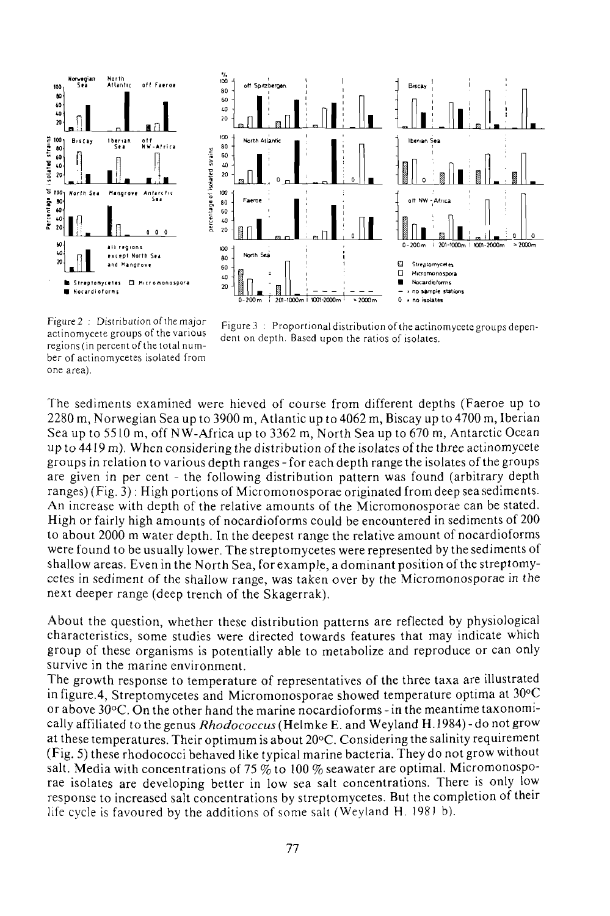Figure 2 : Distribution of the major actinomycete groups of the various regions (in percent of the total number of actinomycetes isolated from one area).

Figure 3 : Proportional distribution of the actinomycete groups dependent on depth. Based upon the ratios of isolates.

The sediments examined were hieved of course from different depths (Faeroe up to 2280 m, Norwegian Sea up to 3900 m, Atlantic up to 4062 m, Biscay up to 4700 m, Iberian Sea up to 5510 m, off NW-Africa up to 3362 m, North Sea up to 670 m, Antarctic Ocean up to 4419 m). When considering the distribution of the isolates of the three actinomycete groups in relation to various depth ranges - for each depth range the isolates of the groups are given in per cent - the following distribution pattern was found (arbitrary depth ranges) (Fig. 3) : High portions of Micromonosporae originated from deep sea sediments. An increase with depth of the relative amounts of the Micromonosporae can be stated. High or fairly high amounts of nocardioforms could be encountered in sediments of 200 to about 2000 m water depth. In the deepest range the relative amount of nocardioforms were found to be usually lower. The streptomycetes were represented by the sediments of shallow areas. Even in the North Sea, for example, a dominant position of the streptomycetes in sediment of the shallow range, was taken over by the Micromonosporae in the next deeper range (deep trench of the Skagerrak).

About the question, whether these distribution patterns are reflected by physiological characteristics, some studies were directed towards features that may indicate which group of these organisms is potentially able to metabolize and reproduce or can only survive in the marine environment.

The growth response to temperature of representatives of the three taxa are illustrated in figure.4, Streptomycetes and Micromonosporae showed temperature optima at 30°C or above 30°C. On the other hand the marine nocardioforms - in the meantime taxonomically affiliated to the genus *Rhodococcus* (Helmke E. and Weyland H. 1984) - do not grow at these temperatures. Their optimum is about 20°C. Considering the salinity requirement (Fig. 5) these rhodococci behaved like typical marine bacteria. They do not grow without salt. Media with concentrations of 75 % to 100 % seawater are optimal. Micromonosporae isolates are developing better in low sea salt concentrations. There is only low response to increased salt concentrations by streptomycetes. But the completion of their life cycle is favoured by the additions of some salt (Weyland H. 1981 b).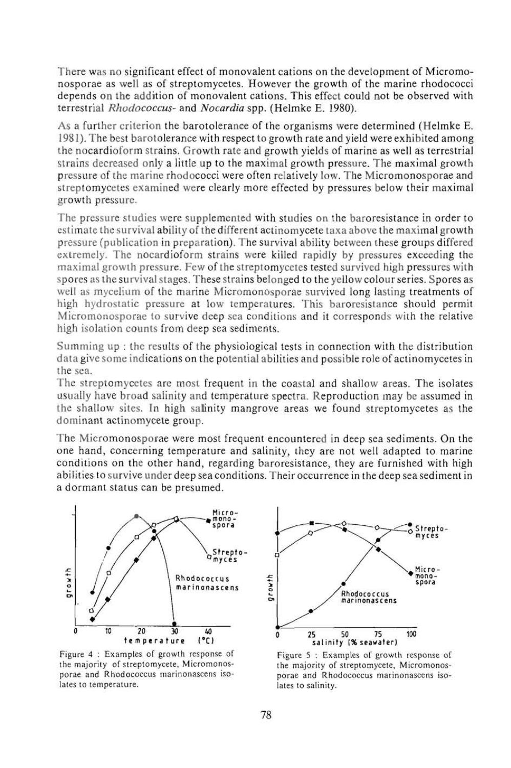There was no significant effect of monovalent cations on the development of Micromonosporae as well as of streptomycetes. However the growth of the marine rhodococci depends on the addition of monovalent cations. This effect could not be observed with terrestrial *Rhodococcus*- and *Nocardia* spp. (Helmke E. 1980).

As a further criterion the barotolerance of the organisms were determined (Helmke E. 1981). The best barotolerance with respect to growth rate and yield were exhibited among the nocardioform strains. Growth rate and growth yields of marine as well as terrestrial strains decreased only a little up to the maximal growth pressure. The maximal growth pressure of the marine rhodococci were often relatively low. The Micromonosporae and streptomycetes examined were clearly more effected by pressures below their maximal growth pressure.

The pressure studies were supplemented with studies on the baroresistance in order to estimate the survival ability of the different actinomycete taxa above the maximal growth pressure (publication in preparation). The survival ability between these groups differed extremely. The nocardioform strains were killed rapidly by pressures exceeding the maximal growth pressure. Few of the streptomycetes tested survived high pressures with spores as the survival stages. These strains belonged to the yellow colour series. Spores as well as mycelium of the marine Micromonosporae survived long lasting treatments of high hydrostatic pressure at low temperatures. This baroresistance should permit Micromonosporae to survive deep sea conditions and it corresponds with the relative high isolation counts from deep sea sediments.

Summing up : the results of the physiological tests in connection with the distribution data give some indications on the potential abilities and possible role of actinomycetes in the sea.

The streptomycetes are most frequent in the coastal and shallow areas. The isolates usually have broad salinity and temperature spectra. Reproduction may be assumed in the shallow sites. In high salinity mangrove areas we found streptomycetes as the dominant actinomycete group.

The Micromonosporae were most frequent encountered in deep sea sediments. On the one hand, concerning temperature and salinity, they are not well adapted to marine conditions on the other hand, regarding baroresistance, they are furnished with high abilities to survive under deep sea conditions. Their occurrence in the deep sea sediment in a dormant status can be presumed.

Figure 4 : Examples of growth response of the majority of streptomycete, Micromonosporae and Rhodococcus marinonascens isolates to temperature.

Figure 5 : Examples of growth response of the majority of streptomycete, Micromonosporae and Rhodococcus marinonascens isolates to salinity.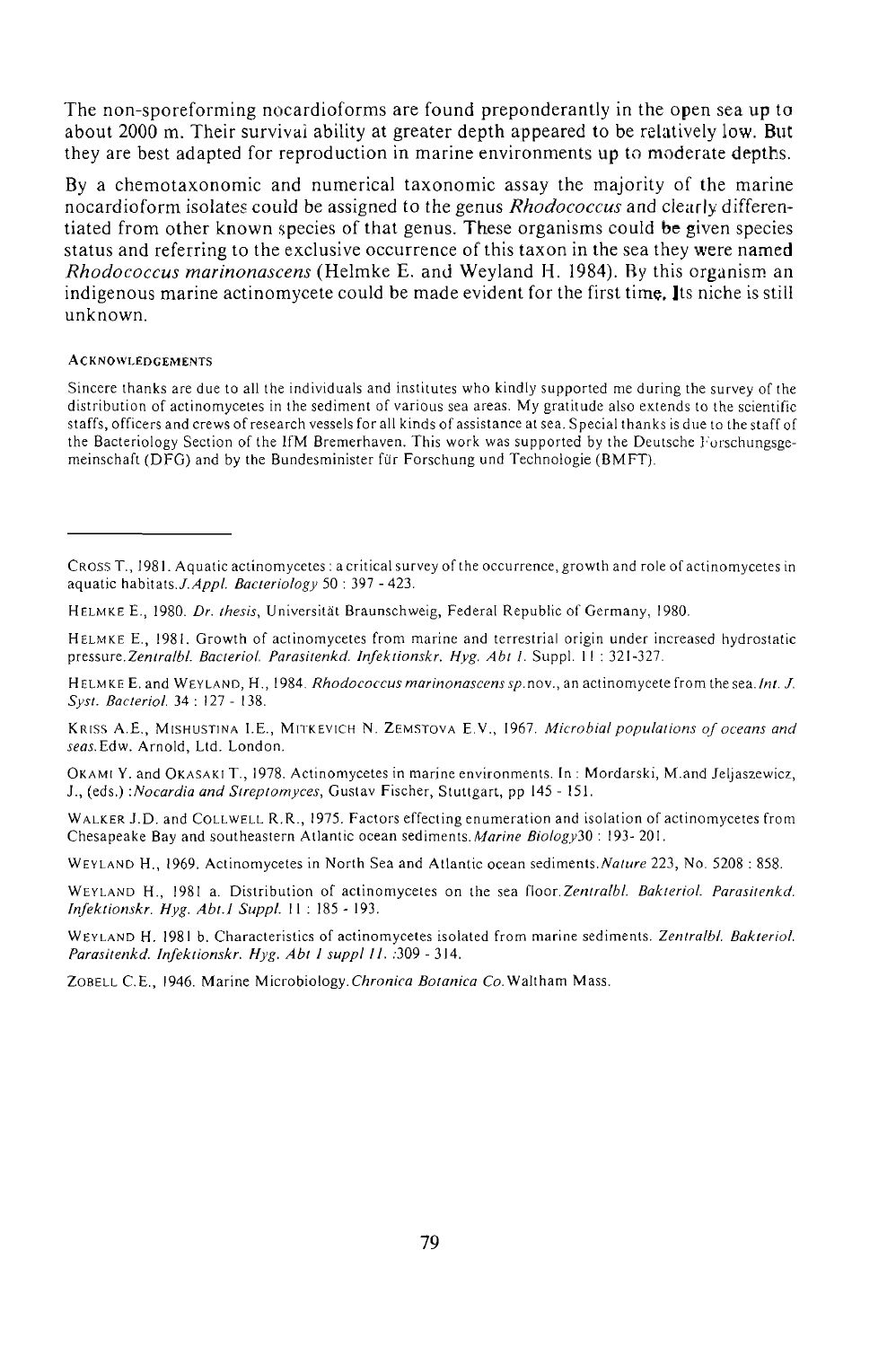The non-sporeforming nocardioforms are found preponderantly in the open sea up to about 2000 m. Their survival ability at greater depth appeared to be relatively low. But they are best adapted for reproduction in marine environments up to moderate depths.

By a chemotaxonomic and numerical taxonomic assay the majority of the marine nocardioform isolates could be assigned to the genus *Rhodococcus* and clearly differentiated from other known species of that genus. These organisms could be given species status and referring to the exclusive occurrence of this taxon in the sea they were named *Rhodococcus marinonascens* (Helmke E. and Weyland H. 1984). By this organism an indigenous marine actinomycete could be made evident for the first time. Its niche is still unknown.

#### ACKNOWLEDGEMENTS

Sincere thanks are due to all the individuals and institutes who kindly supported me during the survey of the distribution of actinomycetes in the sediment of various sea areas. My gratitude also extends to the scientific staffs, officers and crews of research vessels for all kinds of assistance at sea. Special thanks is due to the staff of the Bacteriology Section of the IfM Bremerhaven. This work was supported by the Deutsche Forschungsgemeinschaft (DFG) and by the Bundesminister für Forschung und Technologie (BMFT).

---

CROSS T., 1981. Aquatic actinomycetes: a critical survey of the occurrence, growth and role of actinomycetes in aquatic habitats. *J. Appl. Bacteriology* 50 : 397 - 423.

HELMKE E., 1980. *Dr. thesis*, Universität Braunschweig, Federal Republic of Germany, 1980.

HELMKE E., 1981. Growth of actinomycetes from marine and terrestrial origin under increased hydrostatic pressure. *Zentralbl. Bacteriol. Parasitenkd. Infektionskr. Hyg. Abt I.* Suppl. 11 : 321-327.

HELMKE E. and WEYLAND, H., 1984. *Rhodococcus marinonascens sp.*nov., an actinomycete from the sea. *Int. J. Syst. Bacteriol.* 34 : 127 - 138.

KRISS A.E., MISHUSTINA I.E., MITKEVICH N. ZEMSTOVA E.V., 1967. *Microbial populations of oceans and seas.* Edw. Arnold, Ltd. London.

OKAMI Y. and OKASAKI T., 1978. Actinomycetes in marine environments. In : Mordarski, M.and Jeljaszewicz, J., (eds.) : *Nocardia and Streptomyces*, Gustav Fischer, Stuttgart, pp 145 - 151.

WALKER J.D. and COLLWELL R.R., 1975. Factors effecting enumeration and isolation of actinomycetes from Chesapeake Bay and southeastern Atlantic ocean sediments. *Marine Biology* 30 : 193- 201.

WEYLAND H., 1969. Actinomycetes in North Sea and Atlantic ocean sediments. *Nature* 223, No. 5208 : 858.

WEYLAND H., 1981 a. Distribution of actinomycetes on the sea floor. *Zentralbl. Bakteriol. Parasitenkd. Infektionskr. Hyg. Abt.I Suppl.* 11 : 185 - 193.

WEYLAND H. 1981 b. Characteristics of actinomycetes isolated from marine sediments. *Zentralbl. Bakteriol. Parasitenkd. Infektionskr. Hyg. Abt I suppl 11.* :309 - 314.

ZOBELL C.E., 1946. Marine Microbiology. *Chronica Botanica Co.* Waltham Mass.